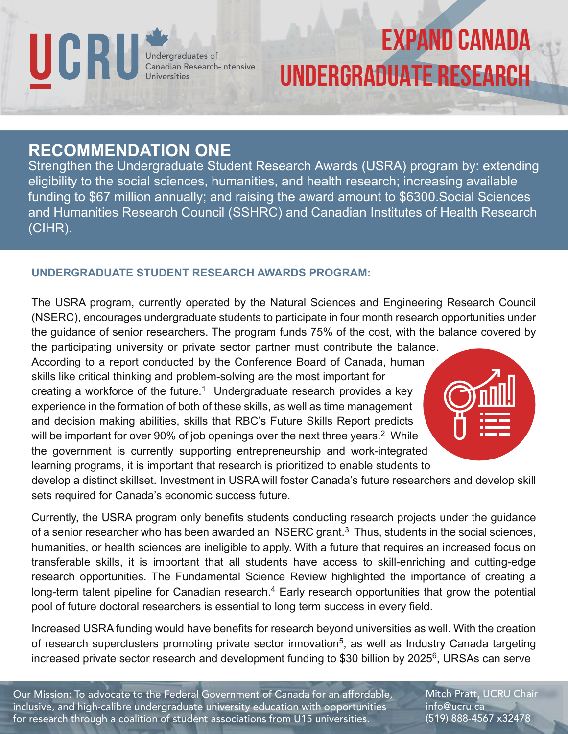UCRU Undergraduates of Canadian Research-Intensive Universities

# EXPAND CANADA UNDERGRADUATE RESEARCH

## RECOMMENDATION ONE

Strengthen the Undergraduate Student Research Awards (USRA) program by: extending eligibility to the social sciences, humanities, and health research; increasing available funding to $67 million annually; and raising the award amount to $6300.Social Sciences and Humanities Research Council (SSHRC) and Canadian Institutes of Health Research (CIHR).

### UNDERGRADUATE STUDENT RESEARCH AWARDS PROGRAM:

The USRA program, currently operated by the Natural Sciences and Engineering Research Council (NSERC), encourages undergraduate students to participate in four month research opportunities under the guidance of senior researchers. The program funds 75% of the cost, with the balance covered by the participating university or private sector partner must contribute the balance. According to a report conducted by the Conference Board of Canada, human skills like critical thinking and problem-solving are the most important for creating a workforce of the future.[1] Undergraduate research provides a key experience in the formation of both of these skills, as well as time management and decision making abilities, skills that RBC's Future Skills Report predicts will be important for over 90% of job openings over the next three years.[2] While the government is currently supporting entrepreneurship and work-integrated learning programs, it is important that research is prioritized to enable students to develop a distinct skillset. Investment in USRA will foster Canada's future researchers and develop skill sets required for Canada's economic success future.

Currently, the USRA program only benefits students conducting research projects under the guidance of a senior researcher who has been awarded an NSERC grant.[3] Thus, students in the social sciences, humanities, or health sciences are ineligible to apply. With a future that requires an increased focus on transferable skills, it is important that all students have access to skill-enriching and cutting-edge research opportunities. The Fundamental Science Review highlighted the importance of creating a long-term talent pipeline for Canadian research.[4] Early research opportunities that grow the potential pool of future doctoral researchers is essential to long term success in every field.

Increased USRA funding would have benefits for research beyond universities as well. With the creation of research superclusters promoting private sector innovation[5], as well as Industry Canada targeting increased private sector research and development funding to $30 billion by 2025[6], URSAs can serve

Our Mission: To advocate to the Federal Government of Canada for an affordable, inclusive, and high-calibre undergraduate university education with opportunities for research through a coalition of student associations from U15 universities.

Mitch Pratt, UCRU Chair
info@ucru.ca
(519) 888-4567 x32478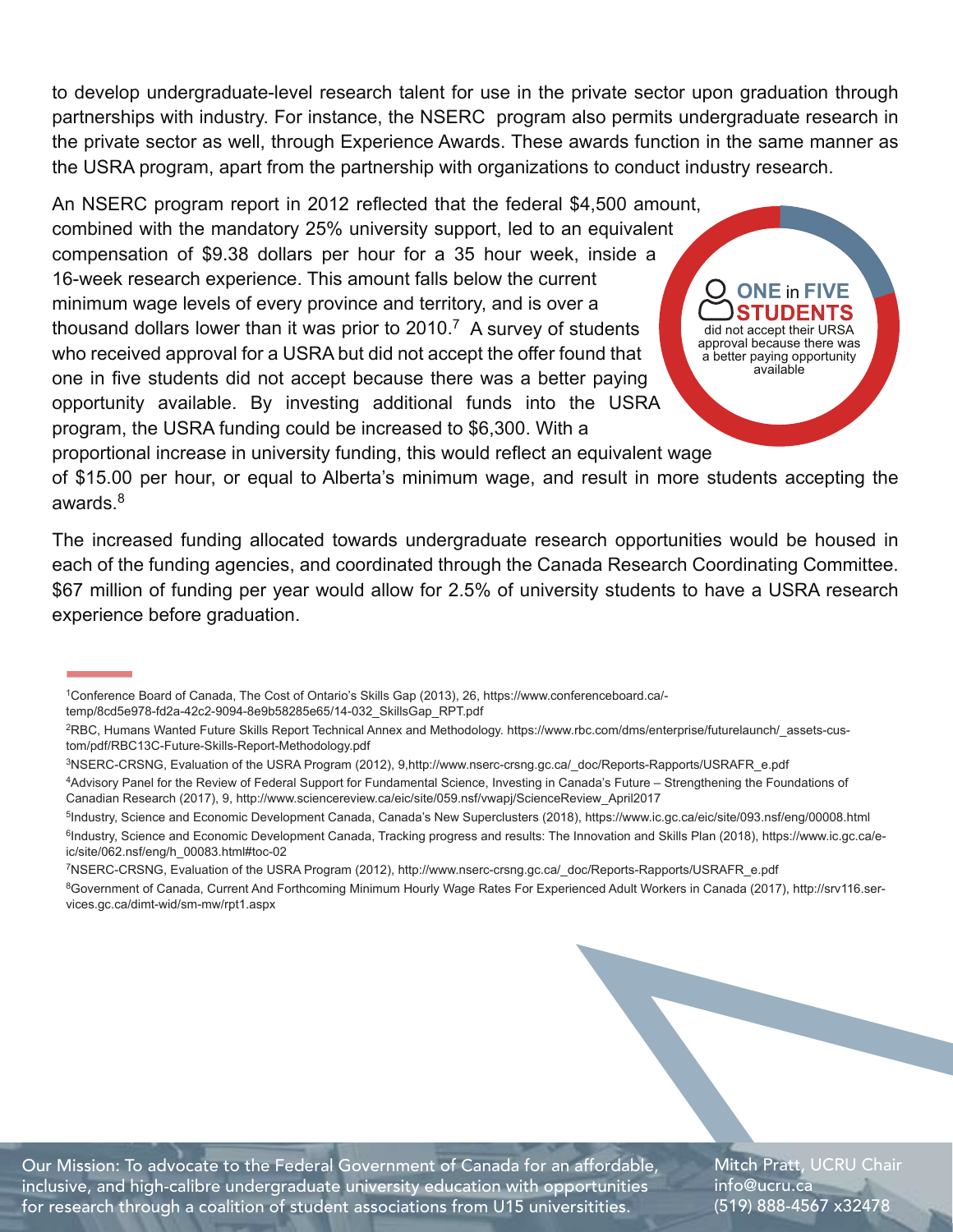to develop undergraduate-level research talent for use in the private sector upon graduation through partnerships with industry. For instance, the NSERC program also permits undergraduate research in the private sector as well, through Experience Awards. These awards function in the same manner as the USRA program, apart from the partnership with organizations to conduct industry research.

An NSERC program report in 2012 reflected that the federal $4,500 amount, combined with the mandatory 25% university support, led to an equivalent compensation of $9.38 dollars per hour for a 35 hour week, inside a 16-week research experience. This amount falls below the current minimum wage levels of every province and territory, and is over a thousand dollars lower than it was prior to 2010.[7] A survey of students who received approval for a USRA but did not accept the offer found that one in five students did not accept because there was a better paying opportunity available. By investing additional funds into the USRA program, the USRA funding could be increased to $6,300. With a proportional increase in university funding, this would reflect an equivalent wage of $15.00 per hour, or equal to Alberta's minimum wage, and result in more students accepting the awards.[8]

**ONE in FIVE STUDENTS** did not accept their URSA approval because there was a better paying opportunity available

The increased funding allocated towards undergraduate research opportunities would be housed in each of the funding agencies, and coordinated through the Canada Research Coordinating Committee. $67 million of funding per year would allow for 2.5% of university students to have a USRA research experience before graduation.

---

[1] Conference Board of Canada, The Cost of Ontario's Skills Gap (2013), 26, https://www.conferenceboard.ca/-temp/8cd5e978-fd2a-42c2-9094-8e9b58285e65/14-032_SkillsGap_RPT.pdf

[2] RBC, Humans Wanted Future Skills Report Technical Annex and Methodology. https://www.rbc.com/dms/enterprise/futurelaunch/_assets-custom/pdf/RBC13C-Future-Skills-Report-Methodology.pdf

[3] NSERC-CRSNG, Evaluation of the USRA Program (2012), 9,http://www.nserc-crsng.gc.ca/_doc/Reports-Rapports/USRAFR_e.pdf

[4] Advisory Panel for the Review of Federal Support for Fundamental Science, Investing in Canada's Future – Strengthening the Foundations of Canadian Research (2017), 9, http://www.sciencereview.ca/eic/site/059.nsf/vwapj/ScienceReview_April2017

[5] Industry, Science and Economic Development Canada, Canada's New Superclusters (2018), https://www.ic.gc.ca/eic/site/093.nsf/eng/00008.html

[6] Industry, Science and Economic Development Canada, Tracking progress and results: The Innovation and Skills Plan (2018), https://www.ic.gc.ca/eic/site/062.nsf/eng/h_00083.html#toc-02

[7] NSERC-CRSNG, Evaluation of the USRA Program (2012), http://www.nserc-crsng.gc.ca/_doc/Reports-Rapports/USRAFR_e.pdf

[8] Government of Canada, Current And Forthcoming Minimum Hourly Wage Rates For Experienced Adult Workers in Canada (2017), http://srv116.services.gc.ca/dimt-wid/sm-mw/rpt1.aspx

Our Mission: To advocate to the Federal Government of Canada for an affordable, inclusive, and high-calibre undergraduate university education with opportunities for research through a coalition of student associations from U15 universitities.

Mitch Pratt, UCRU Chair
info@ucru.ca
(519) 888-4567 x32478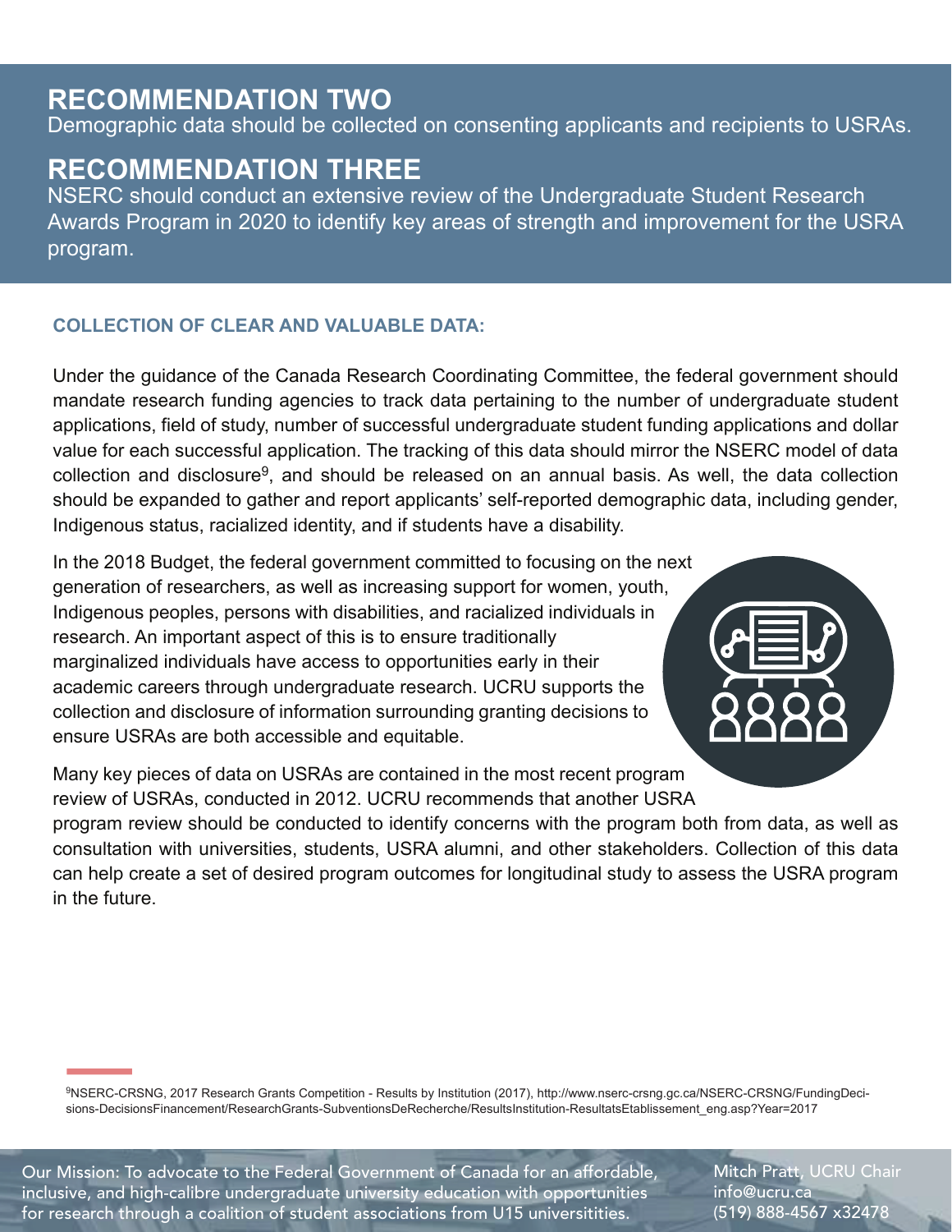## RECOMMENDATION TWO

Demographic data should be collected on consenting applicants and recipients to USRAs.

## RECOMMENDATION THREE

NSERC should conduct an extensive review of the Undergraduate Student Research Awards Program in 2020 to identify key areas of strength and improvement for the USRA program.

### COLLECTION OF CLEAR AND VALUABLE DATA:

Under the guidance of the Canada Research Coordinating Committee, the federal government should mandate research funding agencies to track data pertaining to the number of undergraduate student applications, field of study, number of successful undergraduate student funding applications and dollar value for each successful application. The tracking of this data should mirror the NSERC model of data collection and disclosure[9], and should be released on an annual basis. As well, the data collection should be expanded to gather and report applicants' self-reported demographic data, including gender, Indigenous status, racialized identity, and if students have a disability.

In the 2018 Budget, the federal government committed to focusing on the next generation of researchers, as well as increasing support for women, youth, Indigenous peoples, persons with disabilities, and racialized individuals in research. An important aspect of this is to ensure traditionally marginalized individuals have access to opportunities early in their academic careers through undergraduate research. UCRU supports the collection and disclosure of information surrounding granting decisions to ensure USRAs are both accessible and equitable.

Many key pieces of data on USRAs are contained in the most recent program review of USRAs, conducted in 2012. UCRU recommends that another USRA program review should be conducted to identify concerns with the program both from data, as well as consultation with universities, students, USRA alumni, and other stakeholders. Collection of this data can help create a set of desired program outcomes for longitudinal study to assess the USRA program in the future.

---

[9]NSERC-CRSNG, 2017 Research Grants Competition - Results by Institution (2017), http://www.nserc-crsng.gc.ca/NSERC-CRSNG/FundingDecisions-DecisionsFinancement/ResearchGrants-SubventionsDeRecherche/ResultsInstitution-ResultatsEtablissement_eng.asp?Year=2017

Our Mission: To advocate to the Federal Government of Canada for an affordable, inclusive, and high-calibre undergraduate university education with opportunities for research through a coalition of student associations from U15 universitities.

Mitch Pratt, UCRU Chair
info@ucru.ca
(519) 888-4567 x32478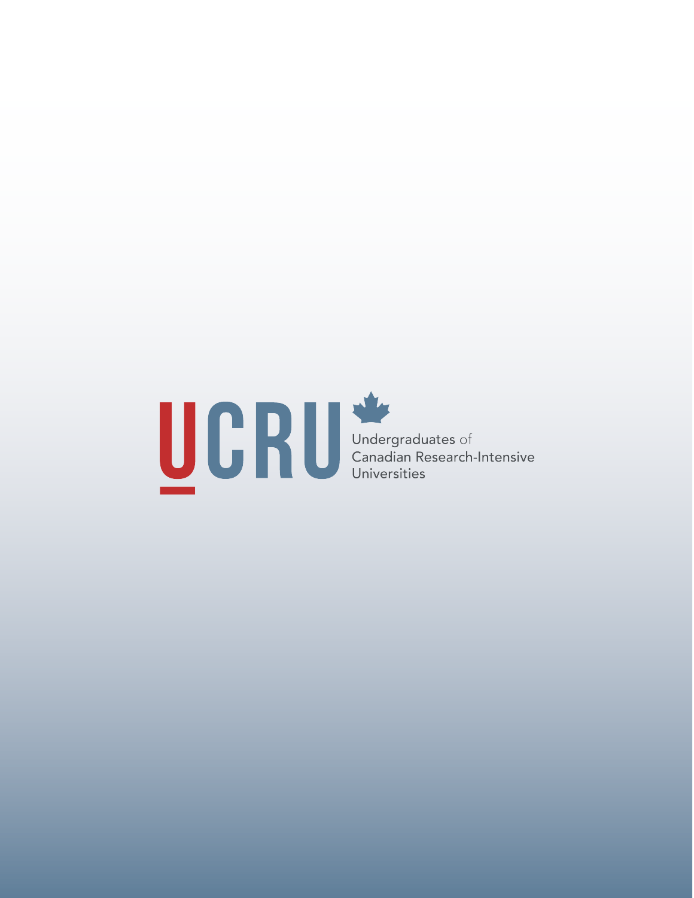UCRU

Undergraduates of Canadian Research-Intensive Universities